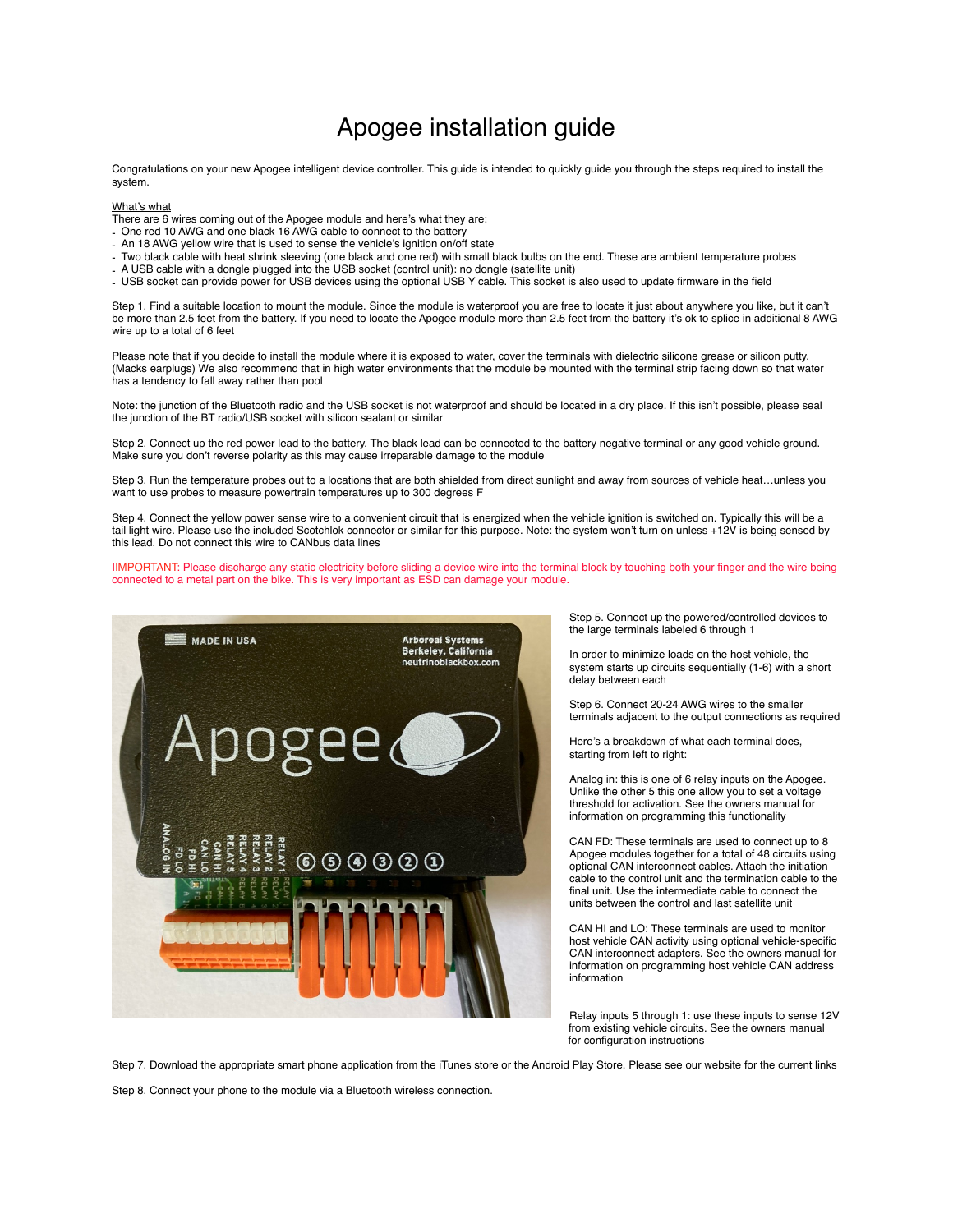# Apogee installation guide

Congratulations on your new Apogee intelligent device controller. This guide is intended to quickly guide you through the steps required to install the system.

What's what

There are 6 wires coming out of the Apogee module and here's what they are:

- One red 10 AWG and one black 16 AWG cable to connect to the battery
- An 18 AWG yellow wire that is used to sense the vehicle's ignition on/off state
- Two black cable with heat shrink sleeving (one black and one red) with small black bulbs on the end. These are ambient temperature probes
- A USB cable with a dongle plugged into the USB socket (control unit): no dongle (satellite unit)
- USB socket can provide power for USB devices using the optional USB Y cable. This socket is also used to update firmware in the field

Step 1. Find a suitable location to mount the module. Since the module is waterproof you are free to locate it just about anywhere you like, but it can't be more than 2.5 feet from the battery. If you need to locate the Apogee module more than 2.5 feet from the battery it's ok to splice in additional 8 AWG wire up to a total of 6 feet

Please note that if you decide to install the module where it is exposed to water, cover the terminals with dielectric silicone grease or silicon putty. (Macks earplugs) We also recommend that in high water environments that the module be mounted with the terminal strip facing down so that water has a tendency to fall away rather than pool

Note: the junction of the Bluetooth radio and the USB socket is not waterproof and should be located in a dry place. If this isn't possible, please seal the junction of the BT radio/USB socket with silicon sealant or similar

Step 2. Connect up the red power lead to the battery. The black lead can be connected to the battery negative terminal or any good vehicle ground. Make sure you don't reverse polarity as this may cause irreparable damage to the module

Step 3. Run the temperature probes out to a locations that are both shielded from direct sunlight and away from sources of vehicle heat…unless you want to use probes to measure powertrain temperatures up to 300 degrees F

Step 4. Connect the yellow power sense wire to a convenient circuit that is energized when the vehicle ignition is switched on. Typically this will be a tail light wire. Please use the included Scotchlok connector or similar for this purpose. Note: the system won't turn on unless +12V is being sensed by this lead. Do not connect this wire to CANbus data lines

IIMPORTANT: Please discharge any static electricity before sliding a device wire into the terminal block by touching both your finger and the wire being connected to a metal part on the bike. This is very important as ESD can damage your module.

Step 5. Connect up the powered/controlled devices to the large terminals labeled 6 through 1

In order to minimize loads on the host vehicle, the system starts up circuits sequentially (1-6) with a short delay between each

Step 6. Connect 20-24 AWG wires to the smaller terminals adjacent to the output connections as required

Here's a breakdown of what each terminal does, starting from left to right:

Analog in: this is one of 6 relay inputs on the Apogee. Unlike the other 5 this one allow you to set a voltage threshold for activation. See the owners manual for information on programming this functionality

CAN FD: These terminals are used to connect up to 8 Apogee modules together for a total of 48 circuits using optional CAN interconnect cables. Attach the initiation cable to the control unit and the termination cable to the final unit. Use the intermediate cable to connect the units between the control and last satellite unit

CAN HI and LO: These terminals are used to monitor host vehicle CAN activity using optional vehicle-specific CAN interconnect adapters. See the owners manual for information on programming host vehicle CAN address information

Relay inputs 5 through 1: use these inputs to sense 12V from existing vehicle circuits. See the owners manual for configuration instructions

Step 7. Download the appropriate smart phone application from the iTunes store or the Android Play Store. Please see our website for the current links

Step 8. Connect your phone to the module via a Bluetooth wireless connection.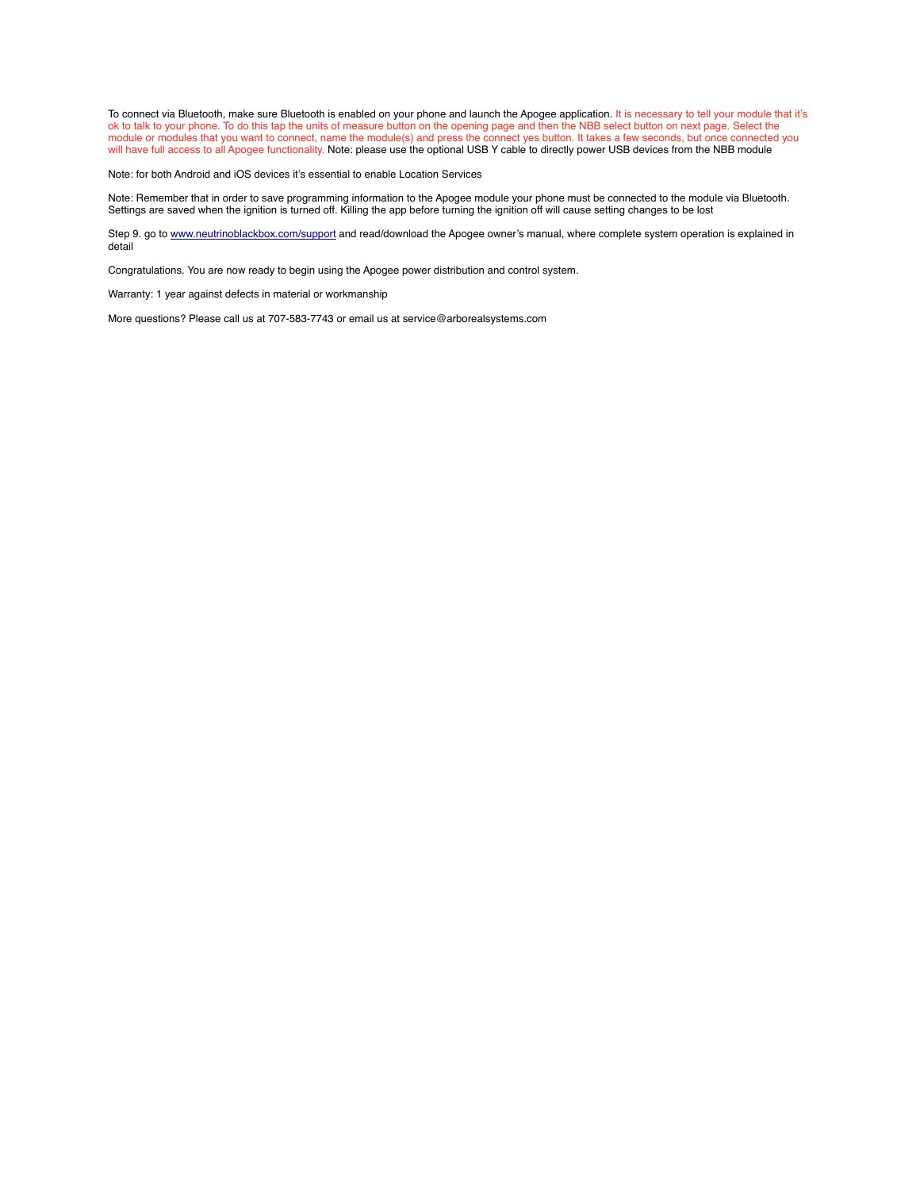To connect via Bluetooth, make sure Bluetooth is enabled on your phone and launch the Apogee application. It is necessary to tell your module that it's ok to talk to your phone. To do this tap the units of measure button on the opening page and then the NBB select button on next page. Select the module or modules that you want to connect, name the module(s) and press the connect yes button. It takes a few seconds, but once connected you will have full access to all Apogee functionality. Note: please use the optional USB Y cable to directly power USB devices from the NBB module

Note: for both Android and iOS devices it's essential to enable Location Services

Note: Remember that in order to save programming information to the Apogee module your phone must be connected to the module via Bluetooth. Settings are saved when the ignition is turned off. Killing the app before turning the ignition off will cause setting changes to be lost

Step 9. go to [www.neutrinoblackbox.com/support](http://www.neutrinoblackbox.com/support) and read/download the Apogee owner's manual, where complete system operation is explained in detail

Congratulations. You are now ready to begin using the Apogee power distribution and control system.

Warranty: 1 year against defects in material or workmanship

More questions? Please call us at 707-583-7743 or email us at service@arborealsystems.com